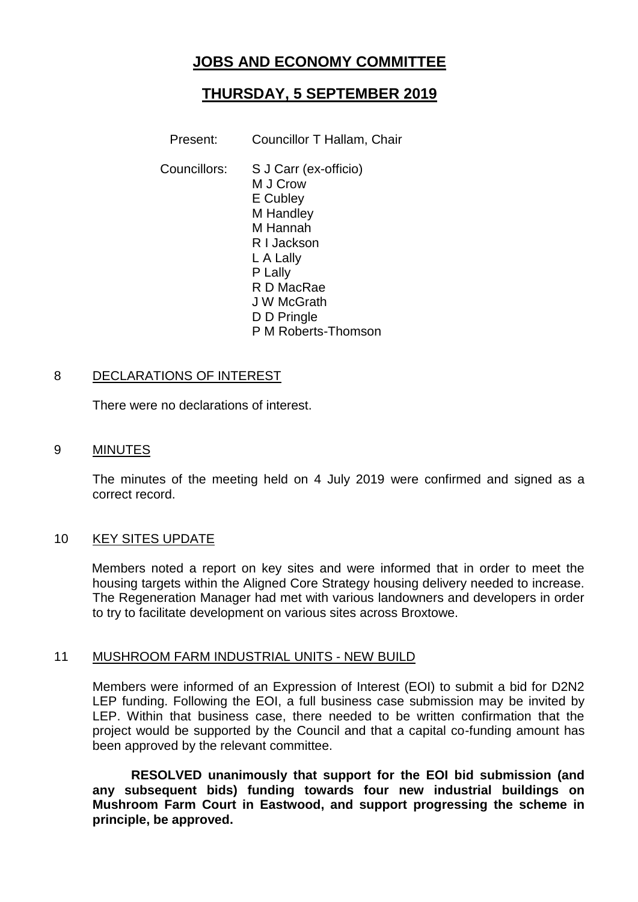# JOBS AND ECONOMY COMMITTEE

## THURSDAY, 5 SEPTEMBER 2019

Present: Councillor T Hallam, Chair

Councillors:
S J Carr (ex-officio)
M J Crow
E Cubley
M Handley
M Hannah
R I Jackson
L A Lally
P Lally
R D MacRae
J W McGrath
D D Pringle
P M Roberts-Thomson

### 8 DECLARATIONS OF INTEREST

There were no declarations of interest.

### 9 MINUTES

The minutes of the meeting held on 4 July 2019 were confirmed and signed as a correct record.

### 10 KEY SITES UPDATE

Members noted a report on key sites and were informed that in order to meet the housing targets within the Aligned Core Strategy housing delivery needed to increase. The Regeneration Manager had met with various landowners and developers in order to try to facilitate development on various sites across Broxtowe.

### 11 MUSHROOM FARM INDUSTRIAL UNITS - NEW BUILD

Members were informed of an Expression of Interest (EOI) to submit a bid for D2N2 LEP funding. Following the EOI, a full business case submission may be invited by LEP. Within that business case, there needed to be written confirmation that the project would be supported by the Council and that a capital co-funding amount has been approved by the relevant committee.

**RESOLVED unanimously that support for the EOI bid submission (and any subsequent bids) funding towards four new industrial buildings on Mushroom Farm Court in Eastwood, and support progressing the scheme in principle, be approved.**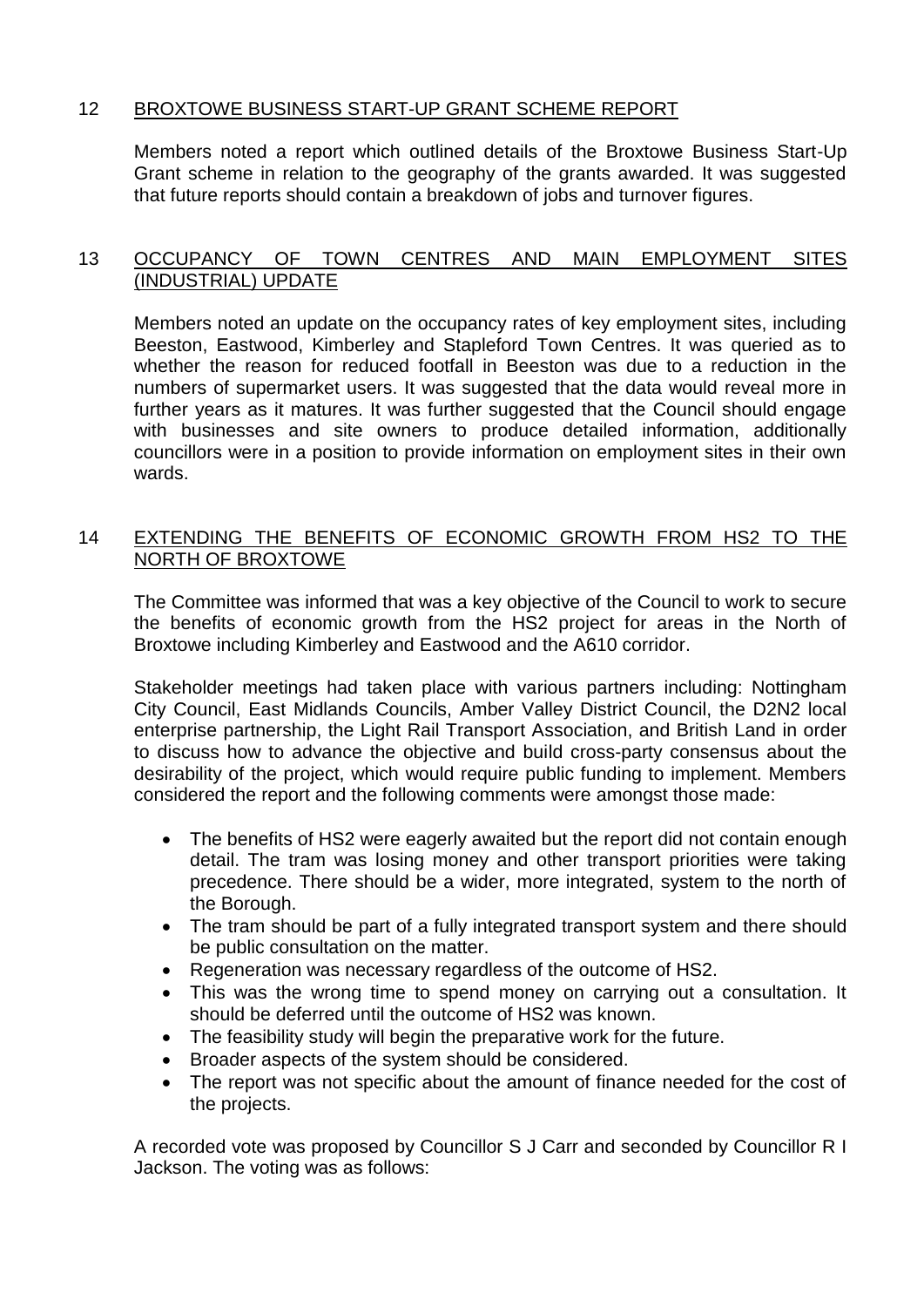## 12 BROXTOWE BUSINESS START-UP GRANT SCHEME REPORT

Members noted a report which outlined details of the Broxtowe Business Start-Up Grant scheme in relation to the geography of the grants awarded. It was suggested that future reports should contain a breakdown of jobs and turnover figures.

## 13 OCCUPANCY OF TOWN CENTRES AND MAIN EMPLOYMENT SITES (INDUSTRIAL) UPDATE

Members noted an update on the occupancy rates of key employment sites, including Beeston, Eastwood, Kimberley and Stapleford Town Centres. It was queried as to whether the reason for reduced footfall in Beeston was due to a reduction in the numbers of supermarket users. It was suggested that the data would reveal more in further years as it matures. It was further suggested that the Council should engage with businesses and site owners to produce detailed information, additionally councillors were in a position to provide information on employment sites in their own wards.

## 14 EXTENDING THE BENEFITS OF ECONOMIC GROWTH FROM HS2 TO THE NORTH OF BROXTOWE

The Committee was informed that was a key objective of the Council to work to secure the benefits of economic growth from the HS2 project for areas in the North of Broxtowe including Kimberley and Eastwood and the A610 corridor.

Stakeholder meetings had taken place with various partners including: Nottingham City Council, East Midlands Councils, Amber Valley District Council, the D2N2 local enterprise partnership, the Light Rail Transport Association, and British Land in order to discuss how to advance the objective and build cross-party consensus about the desirability of the project, which would require public funding to implement. Members considered the report and the following comments were amongst those made:

- The benefits of HS2 were eagerly awaited but the report did not contain enough detail. The tram was losing money and other transport priorities were taking precedence. There should be a wider, more integrated, system to the north of the Borough.
- The tram should be part of a fully integrated transport system and there should be public consultation on the matter.
- Regeneration was necessary regardless of the outcome of HS2.
- This was the wrong time to spend money on carrying out a consultation. It should be deferred until the outcome of HS2 was known.
- The feasibility study will begin the preparative work for the future.
- Broader aspects of the system should be considered.
- The report was not specific about the amount of finance needed for the cost of the projects.

A recorded vote was proposed by Councillor S J Carr and seconded by Councillor R I Jackson. The voting was as follows: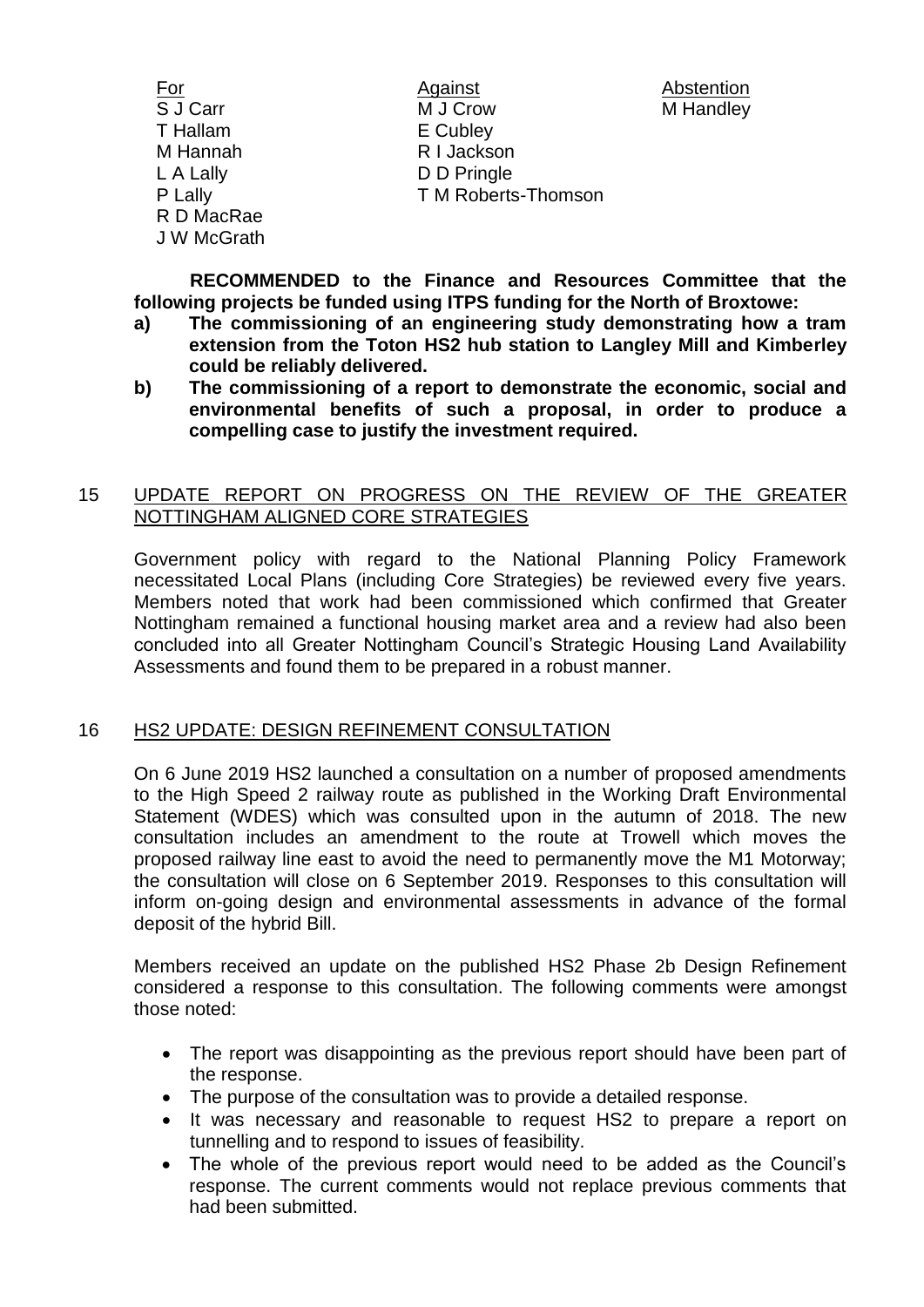| For | Against | Abstention |
|---|---|---|
| S J Carr | M J Crow | M Handley |
| T Hallam | E Cubley | |
| M Hannah | R I Jackson | |
| L A Lally | D D Pringle | |
| P Lally | T M Roberts-Thomson | |
| R D MacRae | | |
| J W McGrath | | |

**RECOMMENDED to the Finance and Resources Committee that the following projects be funded using ITPS funding for the North of Broxtowe:**

- **a) The commissioning of an engineering study demonstrating how a tram extension from the Toton HS2 hub station to Langley Mill and Kimberley could be reliably delivered.**
- **b) The commissioning of a report to demonstrate the economic, social and environmental benefits of such a proposal, in order to produce a compelling case to justify the investment required.**

## 15 UPDATE REPORT ON PROGRESS ON THE REVIEW OF THE GREATER NOTTINGHAM ALIGNED CORE STRATEGIES

Government policy with regard to the National Planning Policy Framework necessitated Local Plans (including Core Strategies) be reviewed every five years. Members noted that work had been commissioned which confirmed that Greater Nottingham remained a functional housing market area and a review had also been concluded into all Greater Nottingham Council's Strategic Housing Land Availability Assessments and found them to be prepared in a robust manner.

## 16 HS2 UPDATE: DESIGN REFINEMENT CONSULTATION

On 6 June 2019 HS2 launched a consultation on a number of proposed amendments to the High Speed 2 railway route as published in the Working Draft Environmental Statement (WDES) which was consulted upon in the autumn of 2018. The new consultation includes an amendment to the route at Trowell which moves the proposed railway line east to avoid the need to permanently move the M1 Motorway; the consultation will close on 6 September 2019. Responses to this consultation will inform on-going design and environmental assessments in advance of the formal deposit of the hybrid Bill.

Members received an update on the published HS2 Phase 2b Design Refinement considered a response to this consultation. The following comments were amongst those noted:

- The report was disappointing as the previous report should have been part of the response.
- The purpose of the consultation was to provide a detailed response.
- It was necessary and reasonable to request HS2 to prepare a report on tunnelling and to respond to issues of feasibility.
- The whole of the previous report would need to be added as the Council's response. The current comments would not replace previous comments that had been submitted.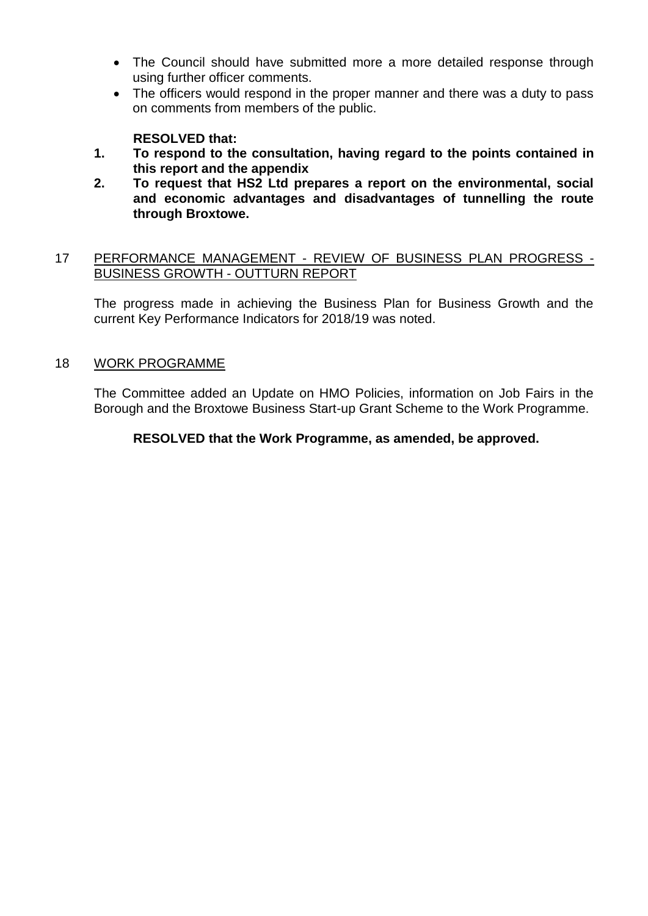- The Council should have submitted more a more detailed response through using further officer comments.
- The officers would respond in the proper manner and there was a duty to pass on comments from members of the public.

**RESOLVED that:**

1. **To respond to the consultation, having regard to the points contained in this report and the appendix**
2. **To request that HS2 Ltd prepares a report on the environmental, social and economic advantages and disadvantages of tunnelling the route through Broxtowe.**

## 17 PERFORMANCE MANAGEMENT - REVIEW OF BUSINESS PLAN PROGRESS - BUSINESS GROWTH - OUTTURN REPORT

The progress made in achieving the Business Plan for Business Growth and the current Key Performance Indicators for 2018/19 was noted.

## 18 WORK PROGRAMME

The Committee added an Update on HMO Policies, information on Job Fairs in the Borough and the Broxtowe Business Start-up Grant Scheme to the Work Programme.

**RESOLVED that the Work Programme, as amended, be approved.**